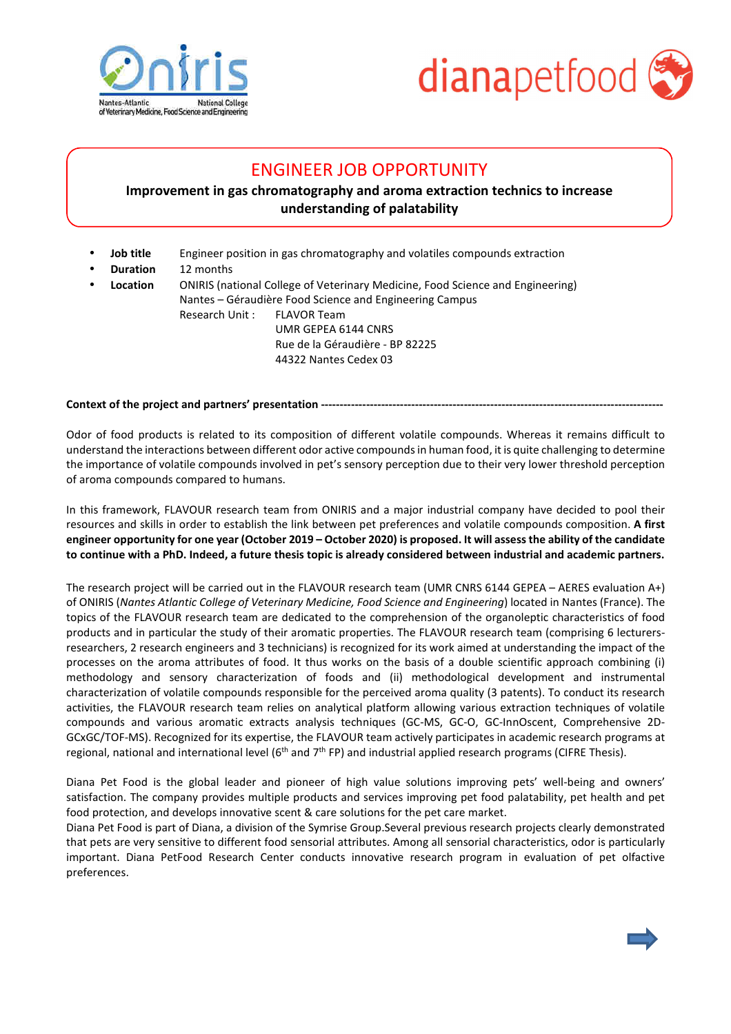# ENGINEER JOB OPPORTUNITY

**Improvement in gas chromatography and aroma extraction technics to increase understanding of palatability**

- **Job title** Engineer position in gas chromatography and volatiles compounds extraction
- **Duration** 12 months
- **Location** ONIRIS (national College of Veterinary Medicine, Food Science and Engineering)
  Nantes – Géraudière Food Science and Engineering Campus
  Research Unit : FLAVOR Team
  UMR GEPEA 6144 CNRS
  Rue de la Géraudière - BP 82225
  44322 Nantes Cedex 03

**Context of the project and partners' presentation** ---------------------------------------------------------------------------------------------

Odor of food products is related to its composition of different volatile compounds. Whereas it remains difficult to understand the interactions between different odor active compounds in human food, it is quite challenging to determine the importance of volatile compounds involved in pet's sensory perception due to their very lower threshold perception of aroma compounds compared to humans.

In this framework, FLAVOUR research team from ONIRIS and a major industrial company have decided to pool their resources and skills in order to establish the link between pet preferences and volatile compounds composition. **A first engineer opportunity for one year (October 2019 – October 2020) is proposed. It will assess the ability of the candidate to continue with a PhD. Indeed, a future thesis topic is already considered between industrial and academic partners.**

The research project will be carried out in the FLAVOUR research team (UMR CNRS 6144 GEPEA – AERES evaluation A+) of ONIRIS (*Nantes Atlantic College of Veterinary Medicine, Food Science and Engineering*) located in Nantes (France). The topics of the FLAVOUR research team are dedicated to the comprehension of the organoleptic characteristics of food products and in particular the study of their aromatic properties. The FLAVOUR research team (comprising 6 lecturers-researchers, 2 research engineers and 3 technicians) is recognized for its work aimed at understanding the impact of the processes on the aroma attributes of food. It thus works on the basis of a double scientific approach combining (i) methodology and sensory characterization of foods and (ii) methodological development and instrumental characterization of volatile compounds responsible for the perceived aroma quality (3 patents). To conduct its research activities, the FLAVOUR research team relies on analytical platform allowing various extraction techniques of volatile compounds and various aromatic extracts analysis techniques (GC-MS, GC-O, GC-InnOscent, Comprehensive 2D-GCxGC/TOF-MS). Recognized for its expertise, the FLAVOUR team actively participates in academic research programs at regional, national and international level (6th and 7th FP) and industrial applied research programs (CIFRE Thesis).

Diana Pet Food is the global leader and pioneer of high value solutions improving pets' well-being and owners' satisfaction. The company provides multiple products and services improving pet food palatability, pet health and pet food protection, and develops innovative scent & care solutions for the pet care market.
Diana Pet Food is part of Diana, a division of the Symrise Group.Several previous research projects clearly demonstrated that pets are very sensitive to different food sensorial attributes. Among all sensorial characteristics, odor is particularly important. Diana PetFood Research Center conducts innovative research program in evaluation of pet olfactive preferences.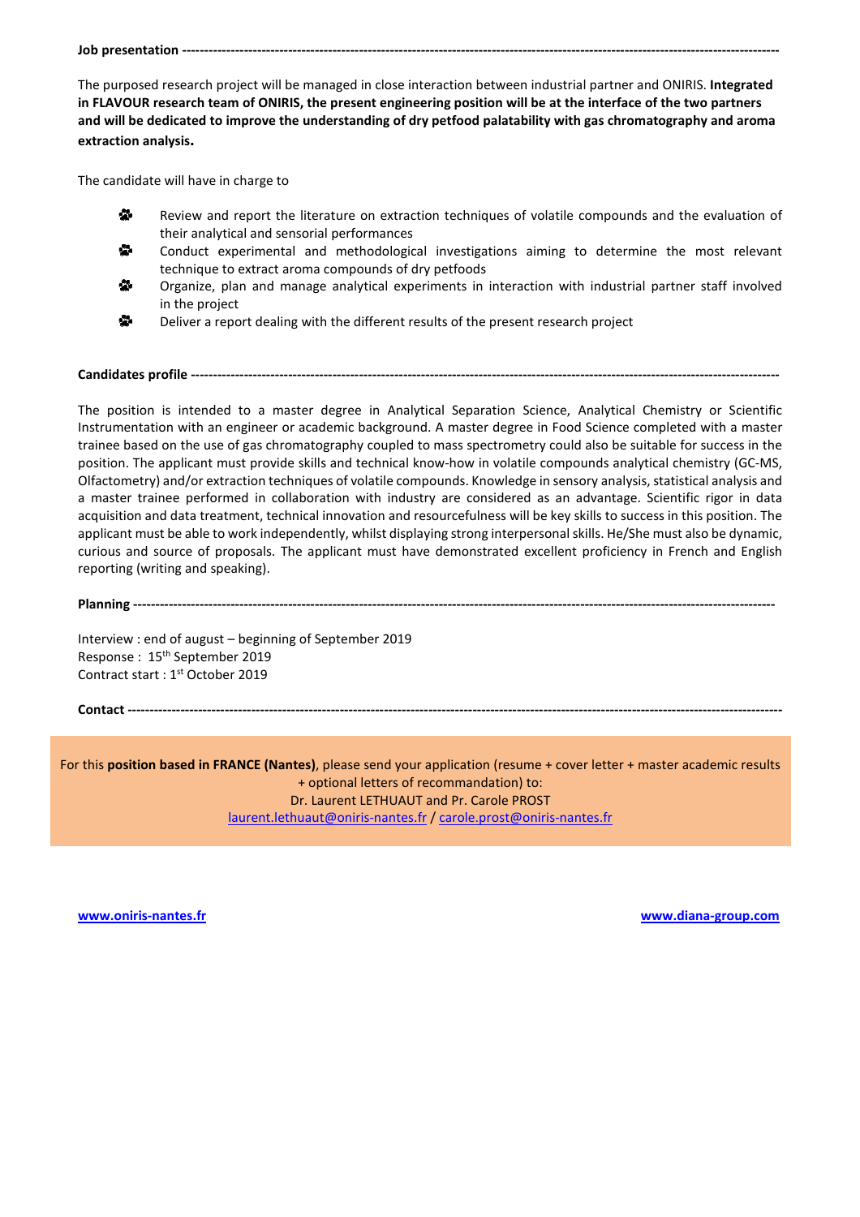**Job presentation** -----------------------------------------------------------------------------------------------------------------------------------

The purposed research project will be managed in close interaction between industrial partner and ONIRIS. **Integrated in FLAVOUR research team of ONIRIS, the present engineering position will be at the interface of the two partners and will be dedicated to improve the understanding of dry petfood palatability with gas chromatography and aroma extraction analysis.**

The candidate will have in charge to

- Review and report the literature on extraction techniques of volatile compounds and the evaluation of their analytical and sensorial performances
- Conduct experimental and methodological investigations aiming to determine the most relevant technique to extract aroma compounds of dry petfoods
- Organize, plan and manage analytical experiments in interaction with industrial partner staff involved in the project
- Deliver a report dealing with the different results of the present research project

**Candidates profile** -----------------------------------------------------------------------------------------------------------------------------------

The position is intended to a master degree in Analytical Separation Science, Analytical Chemistry or Scientific Instrumentation with an engineer or academic background. A master degree in Food Science completed with a master trainee based on the use of gas chromatography coupled to mass spectrometry could also be suitable for success in the position. The applicant must provide skills and technical know-how in volatile compounds analytical chemistry (GC-MS, Olfactometry) and/or extraction techniques of volatile compounds. Knowledge in sensory analysis, statistical analysis and a master trainee performed in collaboration with industry are considered as an advantage. Scientific rigor in data acquisition and data treatment, technical innovation and resourcefulness will be key skills to success in this position. The applicant must be able to work independently, whilst displaying strong interpersonal skills. He/She must also be dynamic, curious and source of proposals. The applicant must have demonstrated excellent proficiency in French and English reporting (writing and speaking).

**Planning** -----------------------------------------------------------------------------------------------------------------------------------

Interview : end of august – beginning of September 2019
Response : 15th September 2019
Contract start : 1st October 2019

**Contact** -----------------------------------------------------------------------------------------------------------------------------------

For this **position based in FRANCE (Nantes)**, please send your application (resume + cover letter + master academic results + optional letters of recommandation) to:
Dr. Laurent LETHUAUT and Pr. Carole PROST
laurent.lethuaut@oniris-nantes.fr / carole.prost@oniris-nantes.fr

**www.oniris-nantes.fr** **www.diana-group.com**